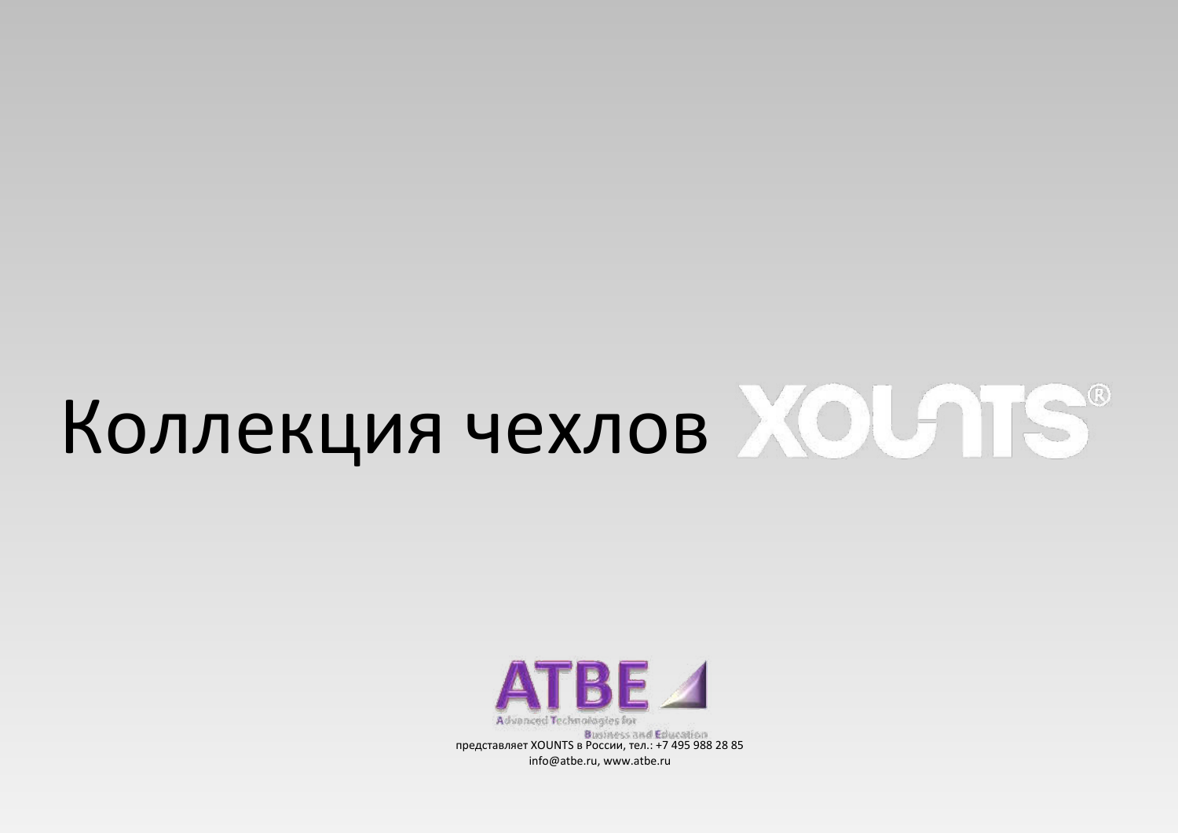# Коллекция чехлов XOUNTS®

ATBE

Advanced Technologies for Business and Education

представляет XOUNTS в России, тел.: +7 495 988 28 85

info@atbe.ru, www.atbe.ru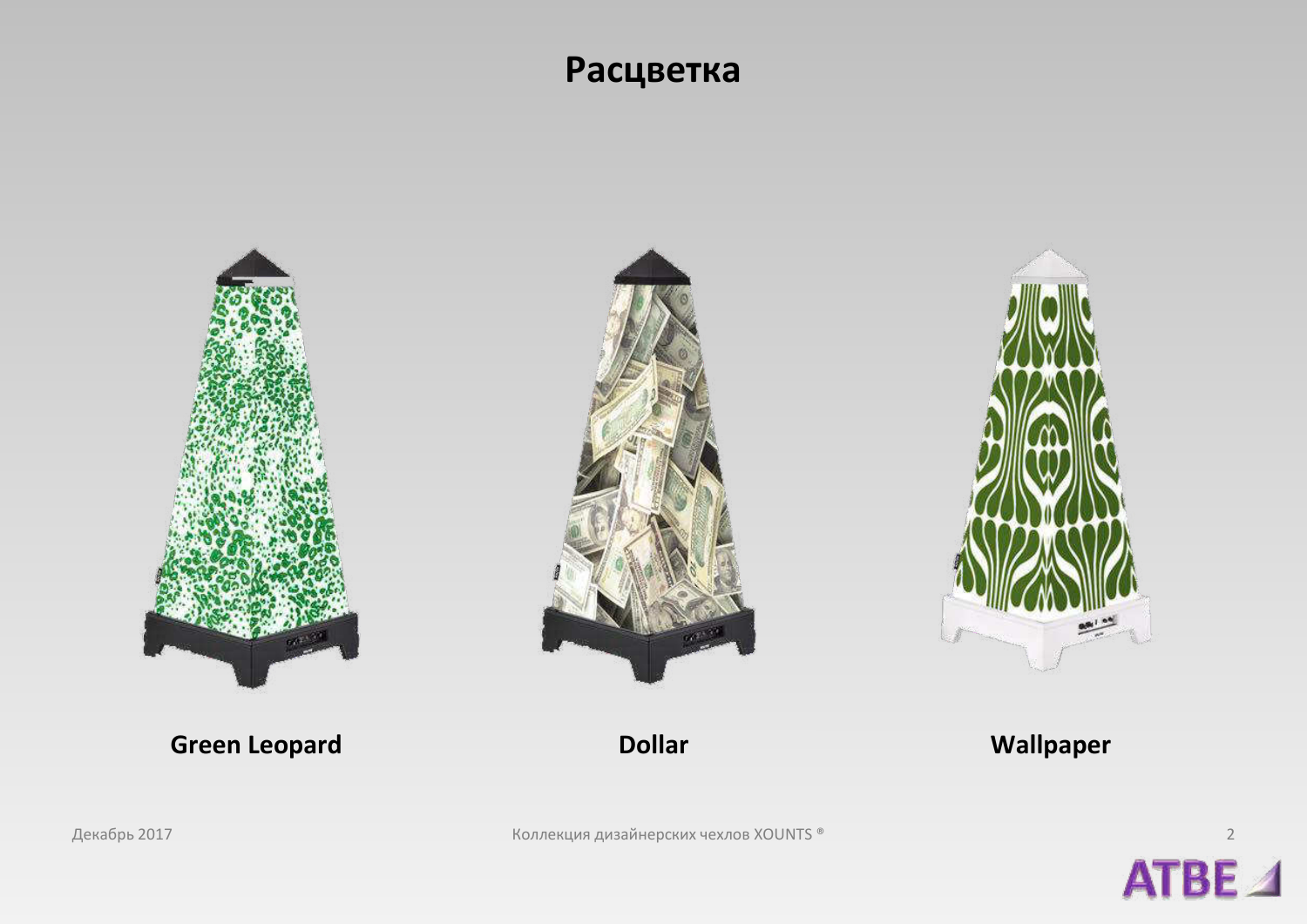# Расцветка

**Green Leopard**

**Dollar**

**Wallpaper**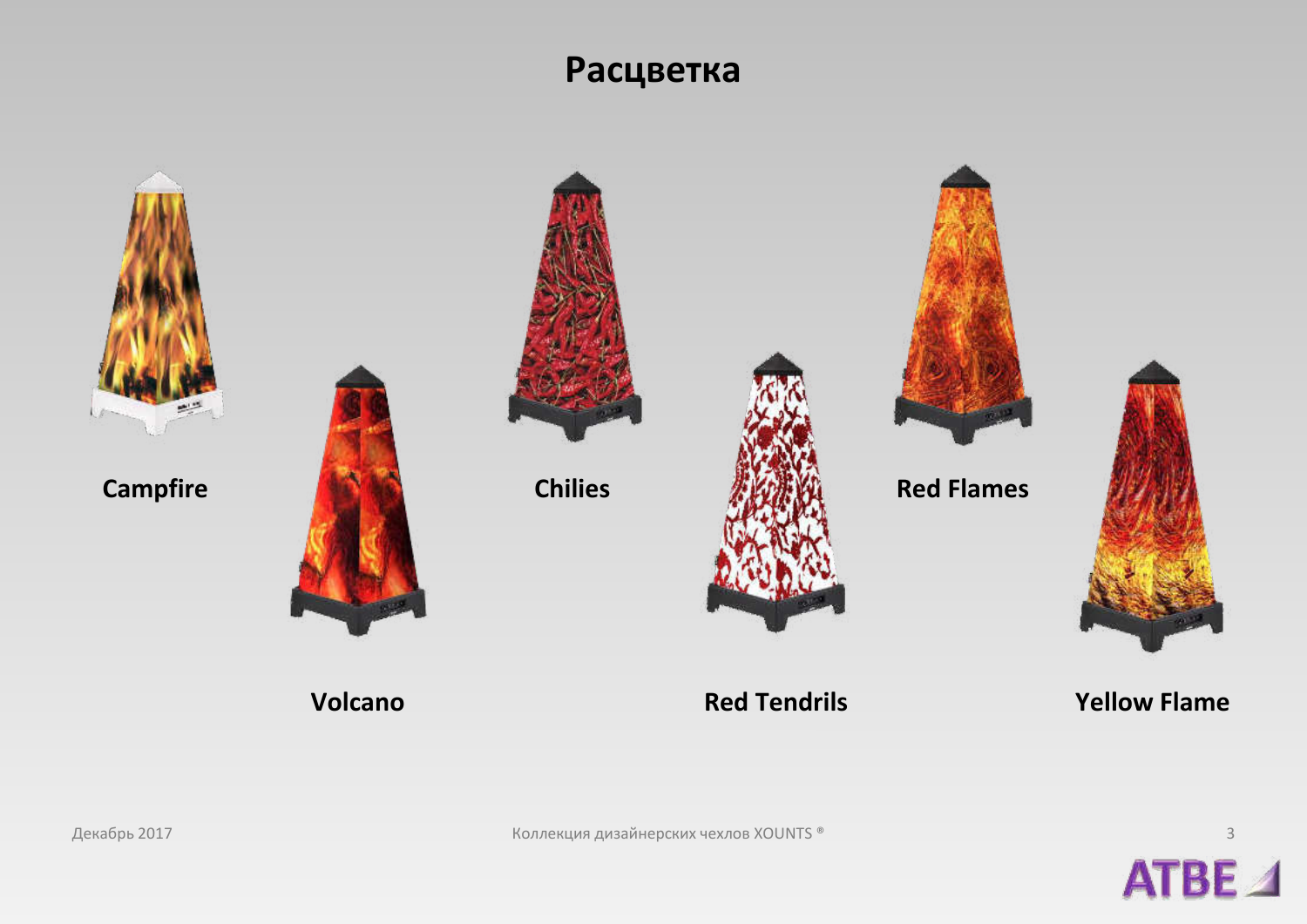# Расцветка

Campfire

Volcano

Chilies

Red Tendrils

Red Flames

Yellow Flame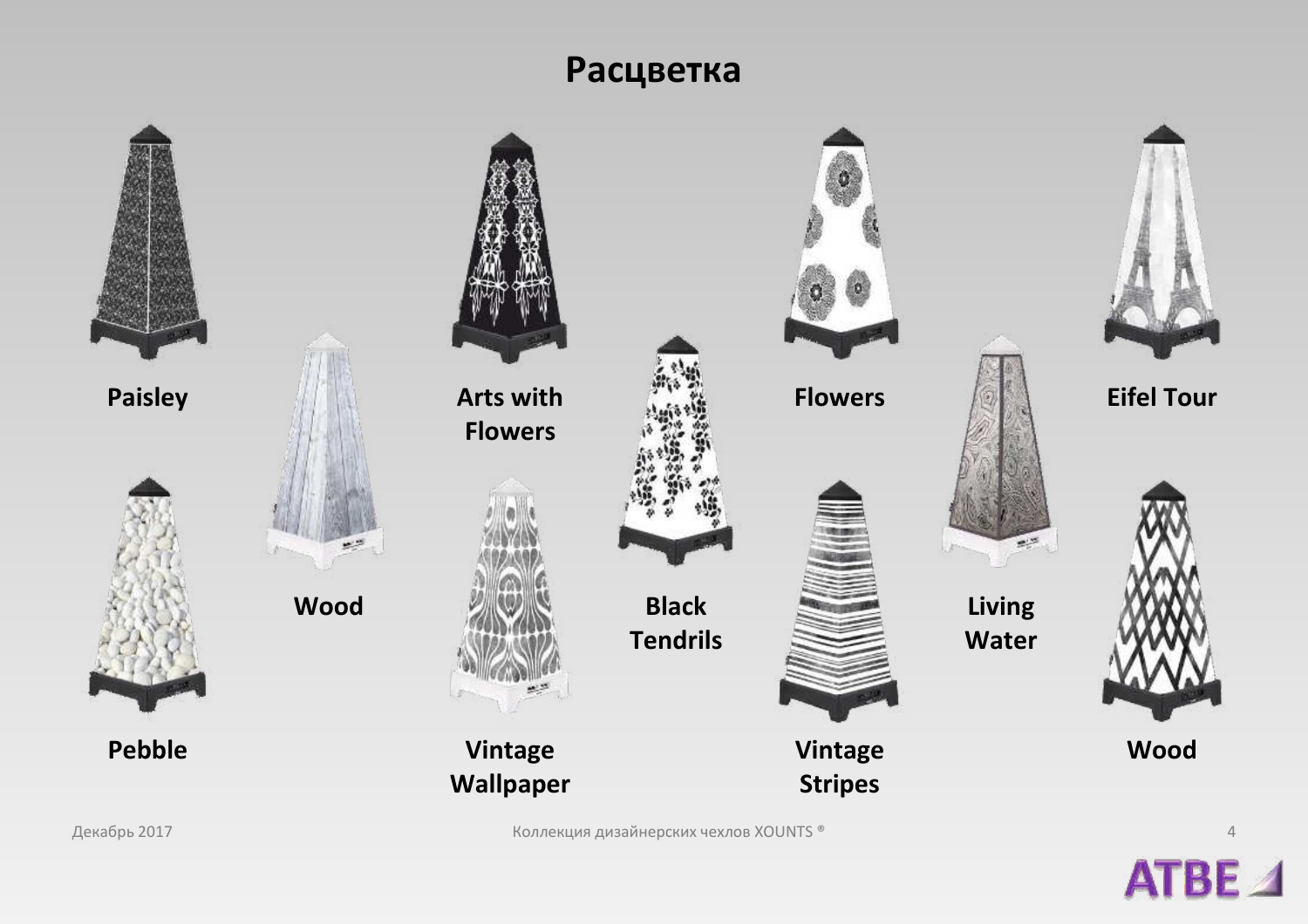# Расцветка

Paisley

Wood

Arts with Flowers

Black Tendrils

Flowers

Living Water

Eifel Tour

Pebble

Vintage Wallpaper

Vintage Stripes

Wood

Декабрь 2017

Коллекция дизайнерских чехлов XOUNTS ®

ATBE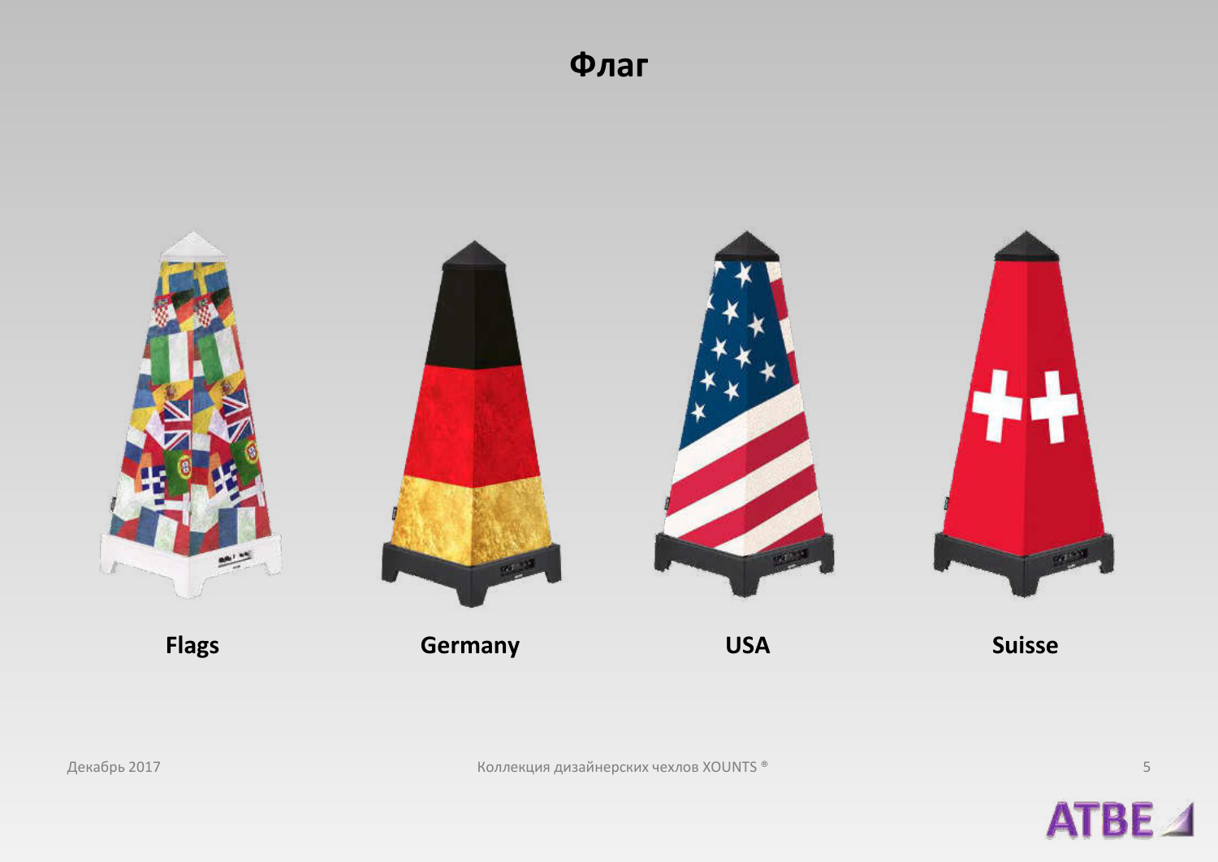# Флаг

**Flags** **Germany** **USA** **Suisse**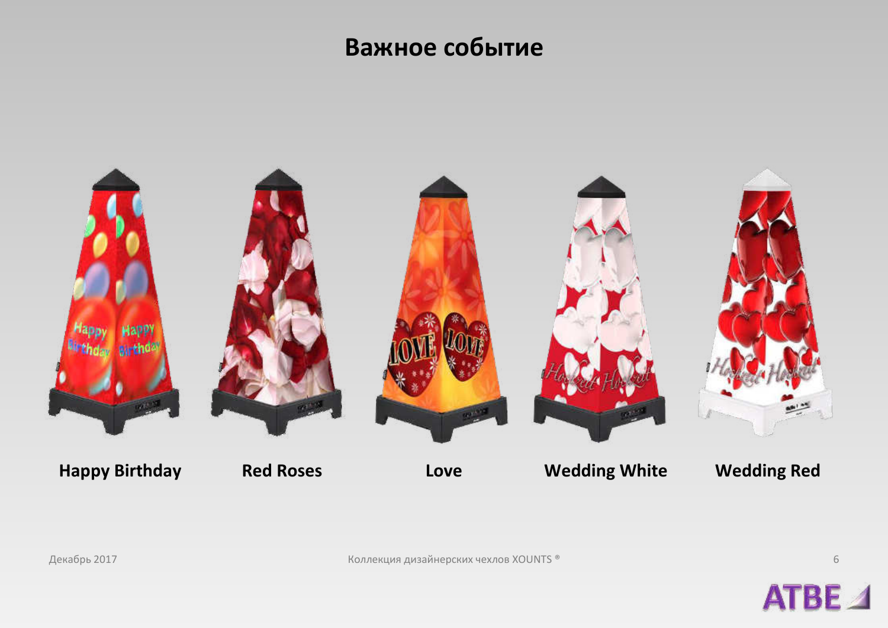# Важное событие

**Happy Birthday** **Red Roses** **Love** **Wedding White** **Wedding Red**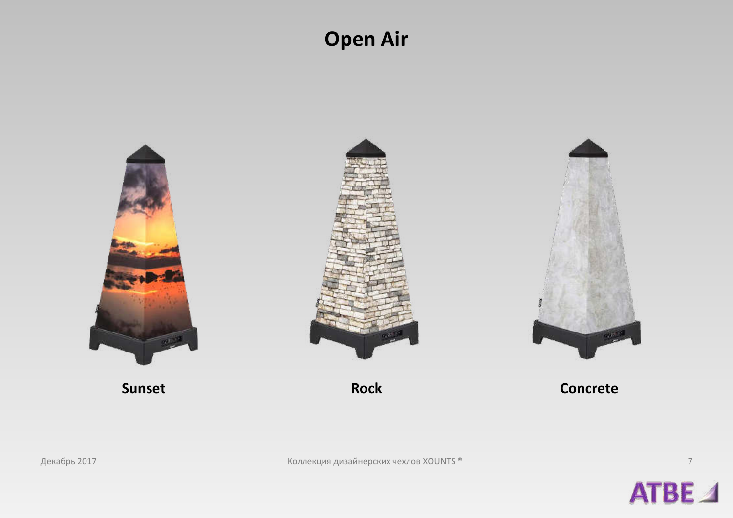# Open Air

**Sunset**

**Rock**

**Concrete**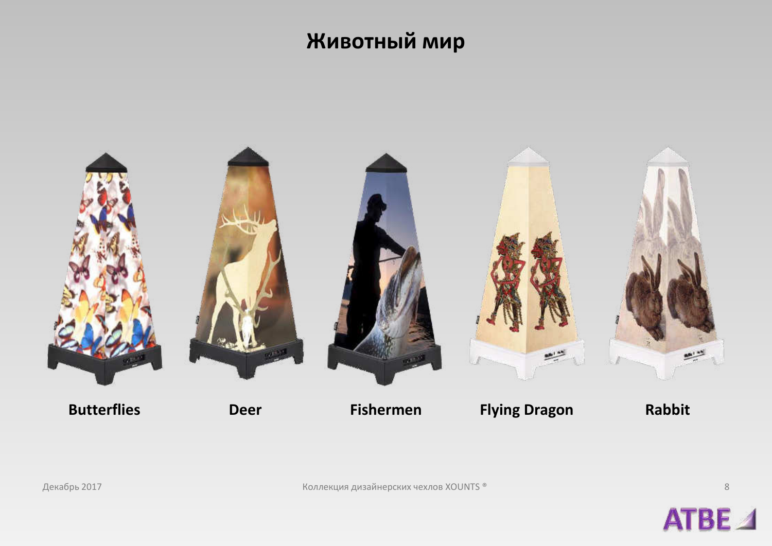# Животный мир

**Butterflies** **Deer** **Fishermen** **Flying Dragon** **Rabbit**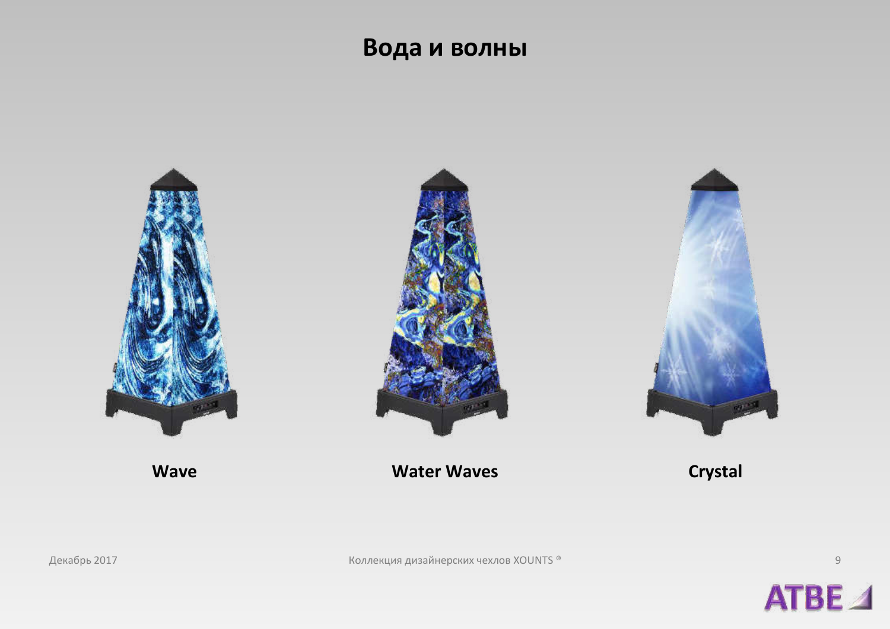# Вода и волны

**Wave**

**Water Waves**

**Crystal**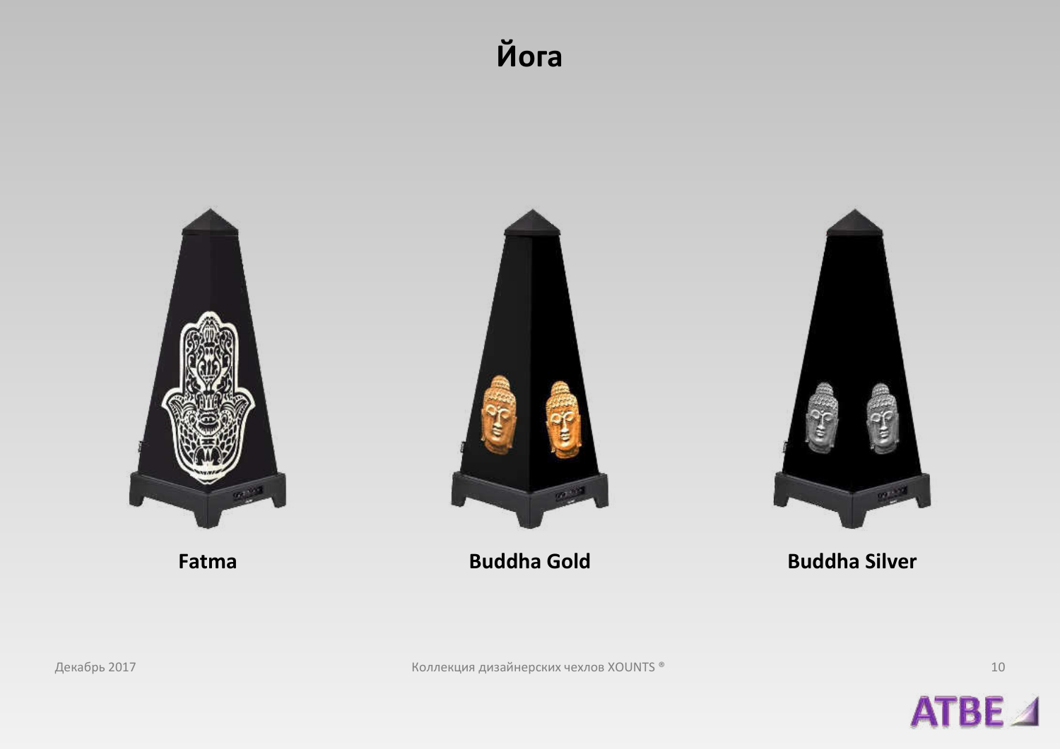# Йога

**Fatma**

**Buddha Gold**

**Buddha Silver**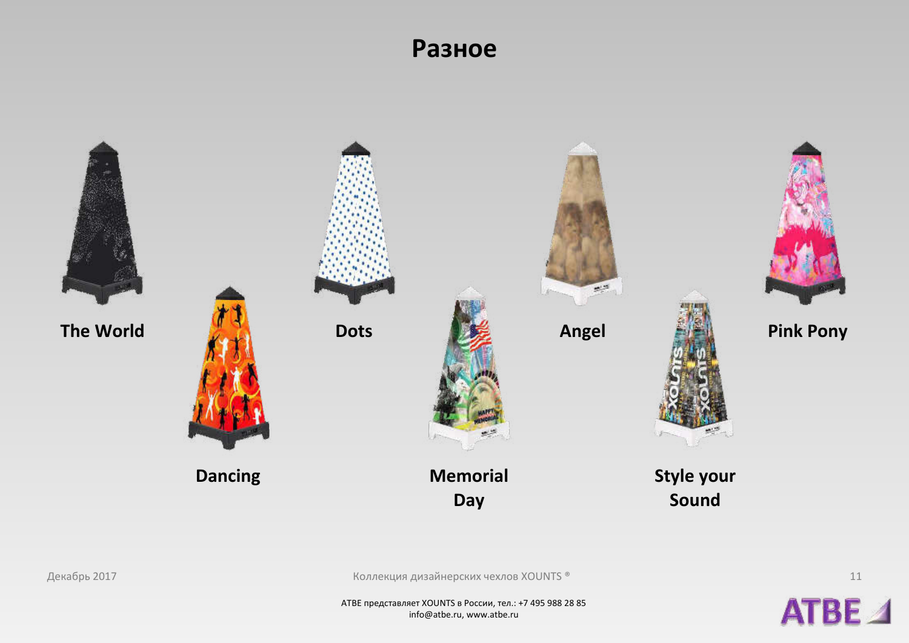# Разное

The World

Dancing

Dots

Memorial Day

Angel

Style your Sound

Pink Pony

Декабрь 2017

Коллекция дизайнерских чехлов XOUNTS ®

АТВЕ представляет XOUNTS в России, тел.: +7 495 988 28 85
info@atbe.ru, www.atbe.ru